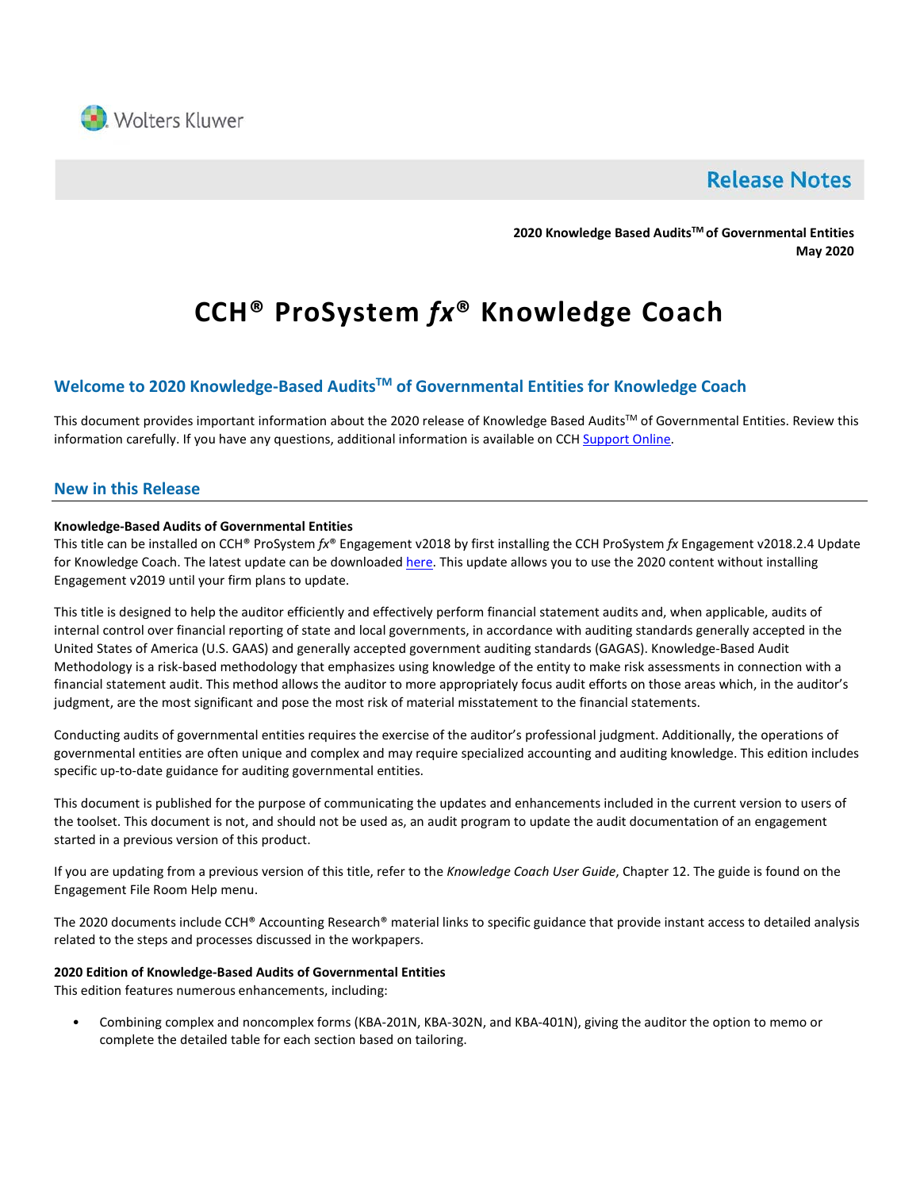Wolters Kluwer

Release Notes

**2020 Knowledge Based Audits™ of Governmental Entities**
**May 2020**

# CCH® ProSystem *fx*® Knowledge Coach

## Welcome to 2020 Knowledge-Based Audits™ of Governmental Entities for Knowledge Coach

This document provides important information about the 2020 release of Knowledge Based Audits™ of Governmental Entities. Review this information carefully. If you have any questions, additional information is available on CCH Support Online.

## New in this Release

**Knowledge-Based Audits of Governmental Entities**

This title can be installed on CCH® ProSystem *fx*® Engagement v2018 by first installing the CCH ProSystem *fx* Engagement v2018.2.4 Update for Knowledge Coach. The latest update can be downloaded here. This update allows you to use the 2020 content without installing Engagement v2019 until your firm plans to update.

This title is designed to help the auditor efficiently and effectively perform financial statement audits and, when applicable, audits of internal control over financial reporting of state and local governments, in accordance with auditing standards generally accepted in the United States of America (U.S. GAAS) and generally accepted government auditing standards (GAGAS). Knowledge-Based Audit Methodology is a risk-based methodology that emphasizes using knowledge of the entity to make risk assessments in connection with a financial statement audit. This method allows the auditor to more appropriately focus audit efforts on those areas which, in the auditor's judgment, are the most significant and pose the most risk of material misstatement to the financial statements.

Conducting audits of governmental entities requires the exercise of the auditor's professional judgment. Additionally, the operations of governmental entities are often unique and complex and may require specialized accounting and auditing knowledge. This edition includes specific up-to-date guidance for auditing governmental entities.

This document is published for the purpose of communicating the updates and enhancements included in the current version to users of the toolset. This document is not, and should not be used as, an audit program to update the audit documentation of an engagement started in a previous version of this product.

If you are updating from a previous version of this title, refer to the *Knowledge Coach User Guide*, Chapter 12. The guide is found on the Engagement File Room Help menu.

The 2020 documents include CCH® Accounting Research® material links to specific guidance that provide instant access to detailed analysis related to the steps and processes discussed in the workpapers.

**2020 Edition of Knowledge-Based Audits of Governmental Entities**

This edition features numerous enhancements, including:

- Combining complex and noncomplex forms (KBA-201N, KBA-302N, and KBA-401N), giving the auditor the option to memo or complete the detailed table for each section based on tailoring.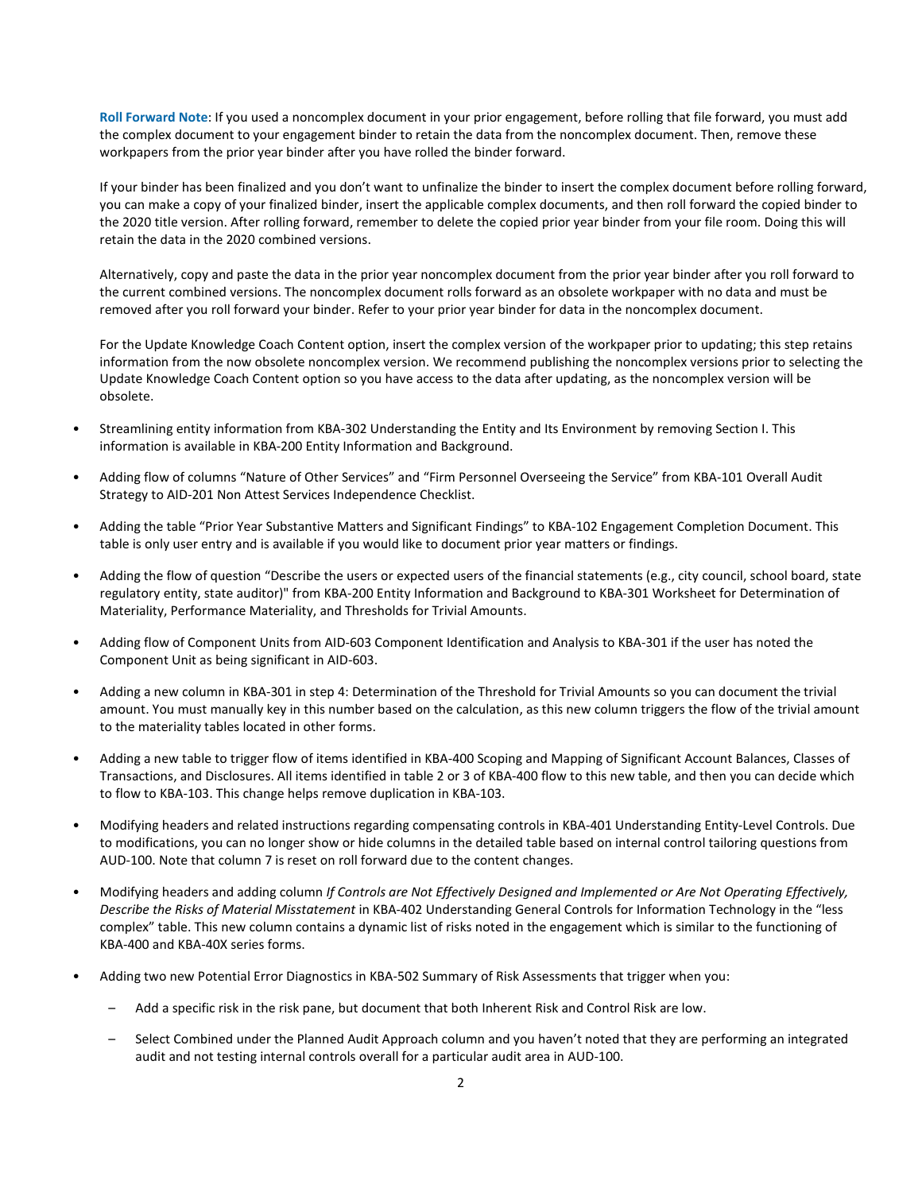**Roll Forward Note**: If you used a noncomplex document in your prior engagement, before rolling that file forward, you must add the complex document to your engagement binder to retain the data from the noncomplex document. Then, remove these workpapers from the prior year binder after you have rolled the binder forward.

If your binder has been finalized and you don't want to unfinalize the binder to insert the complex document before rolling forward, you can make a copy of your finalized binder, insert the applicable complex documents, and then roll forward the copied binder to the 2020 title version. After rolling forward, remember to delete the copied prior year binder from your file room. Doing this will retain the data in the 2020 combined versions.

Alternatively, copy and paste the data in the prior year noncomplex document from the prior year binder after you roll forward to the current combined versions. The noncomplex document rolls forward as an obsolete workpaper with no data and must be removed after you roll forward your binder. Refer to your prior year binder for data in the noncomplex document.

For the Update Knowledge Coach Content option, insert the complex version of the workpaper prior to updating; this step retains information from the now obsolete noncomplex version. We recommend publishing the noncomplex versions prior to selecting the Update Knowledge Coach Content option so you have access to the data after updating, as the noncomplex version will be obsolete.

- Streamlining entity information from KBA-302 Understanding the Entity and Its Environment by removing Section I. This information is available in KBA-200 Entity Information and Background.
- Adding flow of columns "Nature of Other Services" and "Firm Personnel Overseeing the Service" from KBA-101 Overall Audit Strategy to AID-201 Non Attest Services Independence Checklist.
- Adding the table "Prior Year Substantive Matters and Significant Findings" to KBA-102 Engagement Completion Document. This table is only user entry and is available if you would like to document prior year matters or findings.
- Adding the flow of question "Describe the users or expected users of the financial statements (e.g., city council, school board, state regulatory entity, state auditor)" from KBA-200 Entity Information and Background to KBA-301 Worksheet for Determination of Materiality, Performance Materiality, and Thresholds for Trivial Amounts.
- Adding flow of Component Units from AID-603 Component Identification and Analysis to KBA-301 if the user has noted the Component Unit as being significant in AID-603.
- Adding a new column in KBA-301 in step 4: Determination of the Threshold for Trivial Amounts so you can document the trivial amount. You must manually key in this number based on the calculation, as this new column triggers the flow of the trivial amount to the materiality tables located in other forms.
- Adding a new table to trigger flow of items identified in KBA-400 Scoping and Mapping of Significant Account Balances, Classes of Transactions, and Disclosures. All items identified in table 2 or 3 of KBA-400 flow to this new table, and then you can decide which to flow to KBA-103. This change helps remove duplication in KBA-103.
- Modifying headers and related instructions regarding compensating controls in KBA-401 Understanding Entity-Level Controls. Due to modifications, you can no longer show or hide columns in the detailed table based on internal control tailoring questions from AUD-100. Note that column 7 is reset on roll forward due to the content changes.
- Modifying headers and adding column *If Controls are Not Effectively Designed and Implemented or Are Not Operating Effectively, Describe the Risks of Material Misstatement* in KBA-402 Understanding General Controls for Information Technology in the "less complex" table. This new column contains a dynamic list of risks noted in the engagement which is similar to the functioning of KBA-400 and KBA-40X series forms.
- Adding two new Potential Error Diagnostics in KBA-502 Summary of Risk Assessments that trigger when you:
  - Add a specific risk in the risk pane, but document that both Inherent Risk and Control Risk are low.
  - Select Combined under the Planned Audit Approach column and you haven't noted that they are performing an integrated audit and not testing internal controls overall for a particular audit area in AUD-100.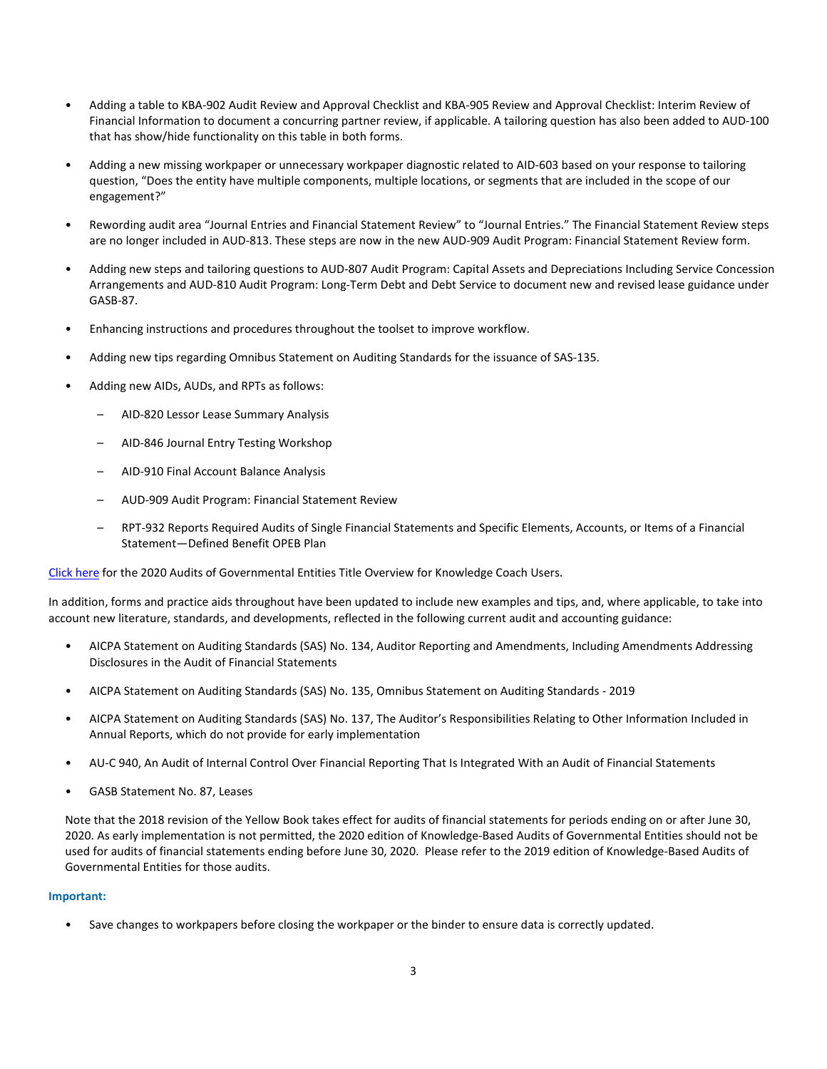- Adding a table to KBA-902 Audit Review and Approval Checklist and KBA-905 Review and Approval Checklist: Interim Review of Financial Information to document a concurring partner review, if applicable. A tailoring question has also been added to AUD-100 that has show/hide functionality on this table in both forms.
- Adding a new missing workpaper or unnecessary workpaper diagnostic related to AID-603 based on your response to tailoring question, "Does the entity have multiple components, multiple locations, or segments that are included in the scope of our engagement?"
- Rewording audit area "Journal Entries and Financial Statement Review" to "Journal Entries." The Financial Statement Review steps are no longer included in AUD-813. These steps are now in the new AUD-909 Audit Program: Financial Statement Review form.
- Adding new steps and tailoring questions to AUD-807 Audit Program: Capital Assets and Depreciations Including Service Concession Arrangements and AUD-810 Audit Program: Long-Term Debt and Debt Service to document new and revised lease guidance under GASB-87.
- Enhancing instructions and procedures throughout the toolset to improve workflow.
- Adding new tips regarding Omnibus Statement on Auditing Standards for the issuance of SAS-135.
- Adding new AIDs, AUDs, and RPTs as follows:
  - AID-820 Lessor Lease Summary Analysis
  - AID-846 Journal Entry Testing Workshop
  - AID-910 Final Account Balance Analysis
  - AUD-909 Audit Program: Financial Statement Review
  - RPT-932 Reports Required Audits of Single Financial Statements and Specific Elements, Accounts, or Items of a Financial Statement—Defined Benefit OPEB Plan

Click here for the 2020 Audits of Governmental Entities Title Overview for Knowledge Coach Users.

In addition, forms and practice aids throughout have been updated to include new examples and tips, and, where applicable, to take into account new literature, standards, and developments, reflected in the following current audit and accounting guidance:

- AICPA Statement on Auditing Standards (SAS) No. 134, Auditor Reporting and Amendments, Including Amendments Addressing Disclosures in the Audit of Financial Statements
- AICPA Statement on Auditing Standards (SAS) No. 135, Omnibus Statement on Auditing Standards - 2019
- AICPA Statement on Auditing Standards (SAS) No. 137, The Auditor's Responsibilities Relating to Other Information Included in Annual Reports, which do not provide for early implementation
- AU-C 940, An Audit of Internal Control Over Financial Reporting That Is Integrated With an Audit of Financial Statements
- GASB Statement No. 87, Leases

  Note that the 2018 revision of the Yellow Book takes effect for audits of financial statements for periods ending on or after June 30, 2020. As early implementation is not permitted, the 2020 edition of Knowledge-Based Audits of Governmental Entities should not be used for audits of financial statements ending before June 30, 2020. Please refer to the 2019 edition of Knowledge-Based Audits of Governmental Entities for those audits.

**Important:**

- Save changes to workpapers before closing the workpaper or the binder to ensure data is correctly updated.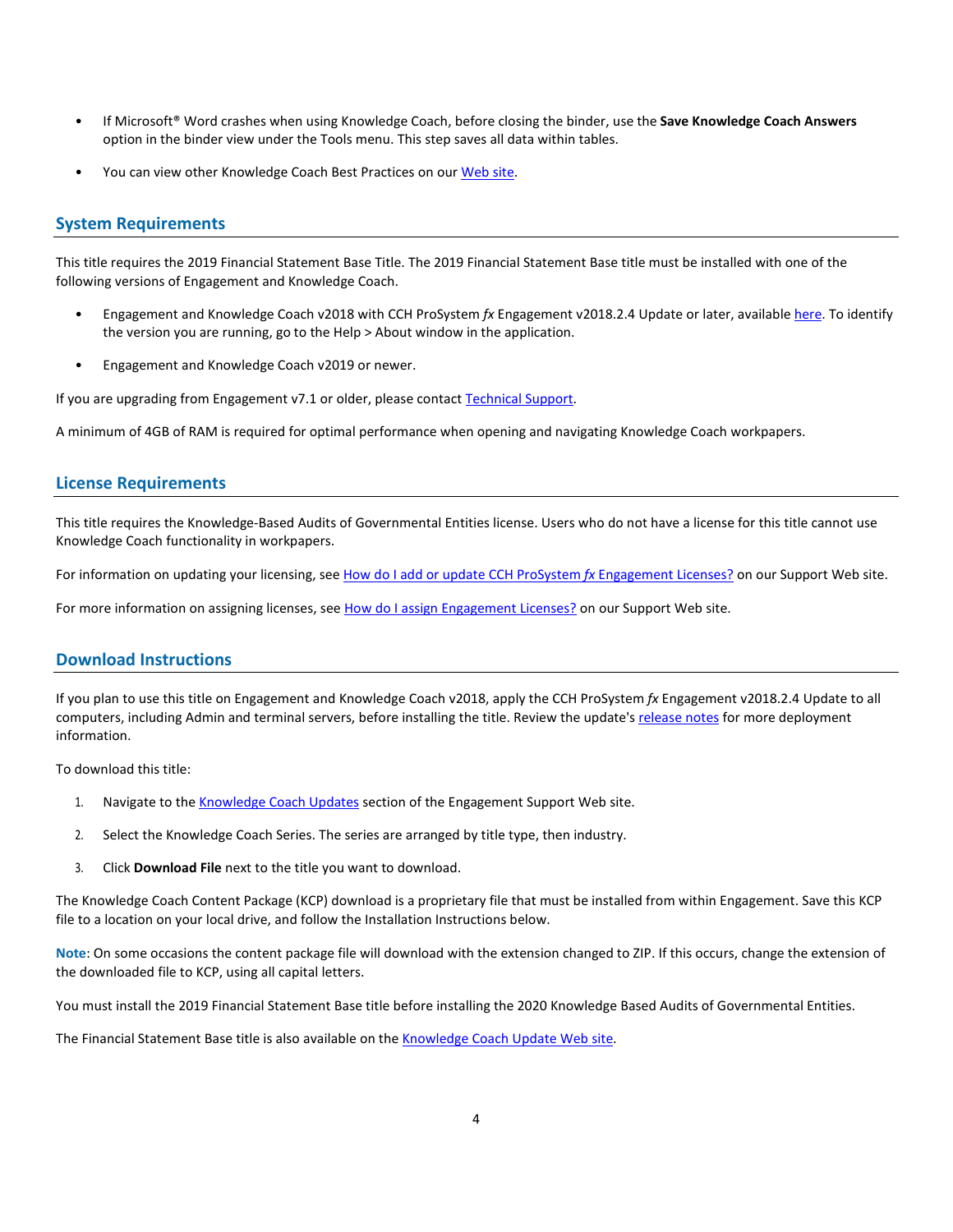- If Microsoft® Word crashes when using Knowledge Coach, before closing the binder, use the **Save Knowledge Coach Answers** option in the binder view under the Tools menu. This step saves all data within tables.
- You can view other Knowledge Coach Best Practices on our Web site.

## System Requirements

This title requires the 2019 Financial Statement Base Title. The 2019 Financial Statement Base title must be installed with one of the following versions of Engagement and Knowledge Coach.

- Engagement and Knowledge Coach v2018 with CCH ProSystem *fx* Engagement v2018.2.4 Update or later, available here. To identify the version you are running, go to the Help > About window in the application.
- Engagement and Knowledge Coach v2019 or newer.

If you are upgrading from Engagement v7.1 or older, please contact Technical Support.

A minimum of 4GB of RAM is required for optimal performance when opening and navigating Knowledge Coach workpapers.

## License Requirements

This title requires the Knowledge-Based Audits of Governmental Entities license. Users who do not have a license for this title cannot use Knowledge Coach functionality in workpapers.

For information on updating your licensing, see How do I add or update CCH ProSystem *fx* Engagement Licenses? on our Support Web site.

For more information on assigning licenses, see How do I assign Engagement Licenses? on our Support Web site.

## Download Instructions

If you plan to use this title on Engagement and Knowledge Coach v2018, apply the CCH ProSystem *fx* Engagement v2018.2.4 Update to all computers, including Admin and terminal servers, before installing the title. Review the update's release notes for more deployment information.

To download this title:

1. Navigate to the Knowledge Coach Updates section of the Engagement Support Web site.
2. Select the Knowledge Coach Series. The series are arranged by title type, then industry.
3. Click **Download File** next to the title you want to download.

The Knowledge Coach Content Package (KCP) download is a proprietary file that must be installed from within Engagement. Save this KCP file to a location on your local drive, and follow the Installation Instructions below.

**Note**: On some occasions the content package file will download with the extension changed to ZIP. If this occurs, change the extension of the downloaded file to KCP, using all capital letters.

You must install the 2019 Financial Statement Base title before installing the 2020 Knowledge Based Audits of Governmental Entities.

The Financial Statement Base title is also available on the Knowledge Coach Update Web site.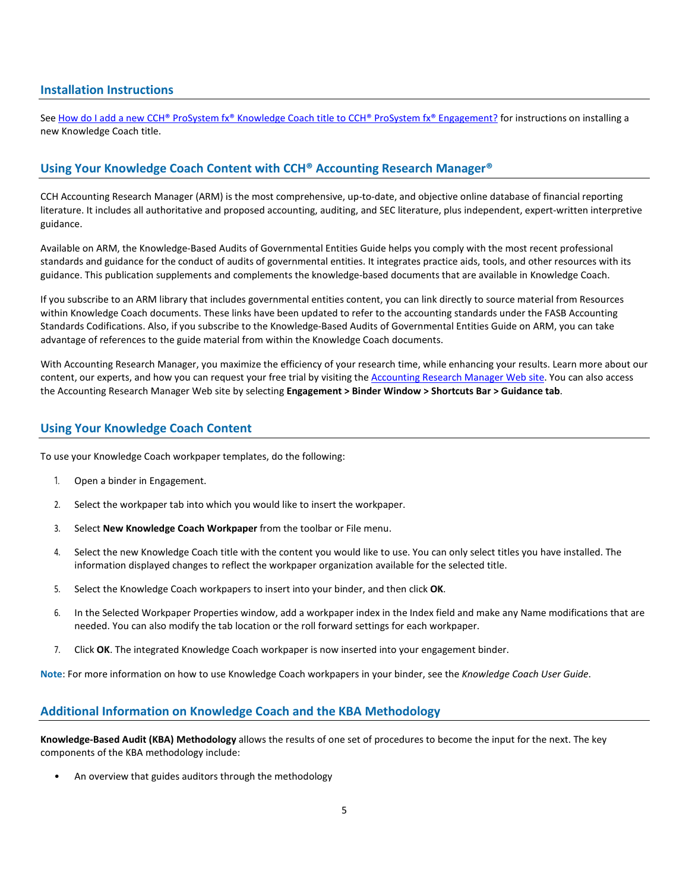## Installation Instructions

See [How do I add a new CCH® ProSystem fx® Knowledge Coach title to CCH® ProSystem fx® Engagement?]() for instructions on installing a new Knowledge Coach title.

## Using Your Knowledge Coach Content with CCH® Accounting Research Manager®

CCH Accounting Research Manager (ARM) is the most comprehensive, up-to-date, and objective online database of financial reporting literature. It includes all authoritative and proposed accounting, auditing, and SEC literature, plus independent, expert-written interpretive guidance.

Available on ARM, the Knowledge-Based Audits of Governmental Entities Guide helps you comply with the most recent professional standards and guidance for the conduct of audits of governmental entities. It integrates practice aids, tools, and other resources with its guidance. This publication supplements and complements the knowledge-based documents that are available in Knowledge Coach.

If you subscribe to an ARM library that includes governmental entities content, you can link directly to source material from Resources within Knowledge Coach documents. These links have been updated to refer to the accounting standards under the FASB Accounting Standards Codifications. Also, if you subscribe to the Knowledge-Based Audits of Governmental Entities Guide on ARM, you can take advantage of references to the guide material from within the Knowledge Coach documents.

With Accounting Research Manager, you maximize the efficiency of your research time, while enhancing your results. Learn more about our content, our experts, and how you can request your free trial by visiting the [Accounting Research Manager Web site](). You can also access the Accounting Research Manager Web site by selecting **Engagement > Binder Window > Shortcuts Bar > Guidance tab**.

## Using Your Knowledge Coach Content

To use your Knowledge Coach workpaper templates, do the following:

1. Open a binder in Engagement.
2. Select the workpaper tab into which you would like to insert the workpaper.
3. Select **New Knowledge Coach Workpaper** from the toolbar or File menu.
4. Select the new Knowledge Coach title with the content you would like to use. You can only select titles you have installed. The information displayed changes to reflect the workpaper organization available for the selected title.
5. Select the Knowledge Coach workpapers to insert into your binder, and then click **OK**.
6. In the Selected Workpaper Properties window, add a workpaper index in the Index field and make any Name modifications that are needed. You can also modify the tab location or the roll forward settings for each workpaper.
7. Click **OK**. The integrated Knowledge Coach workpaper is now inserted into your engagement binder.

**Note**: For more information on how to use Knowledge Coach workpapers in your binder, see the *Knowledge Coach User Guide*.

## Additional Information on Knowledge Coach and the KBA Methodology

**Knowledge-Based Audit (KBA) Methodology** allows the results of one set of procedures to become the input for the next. The key components of the KBA methodology include:

- An overview that guides auditors through the methodology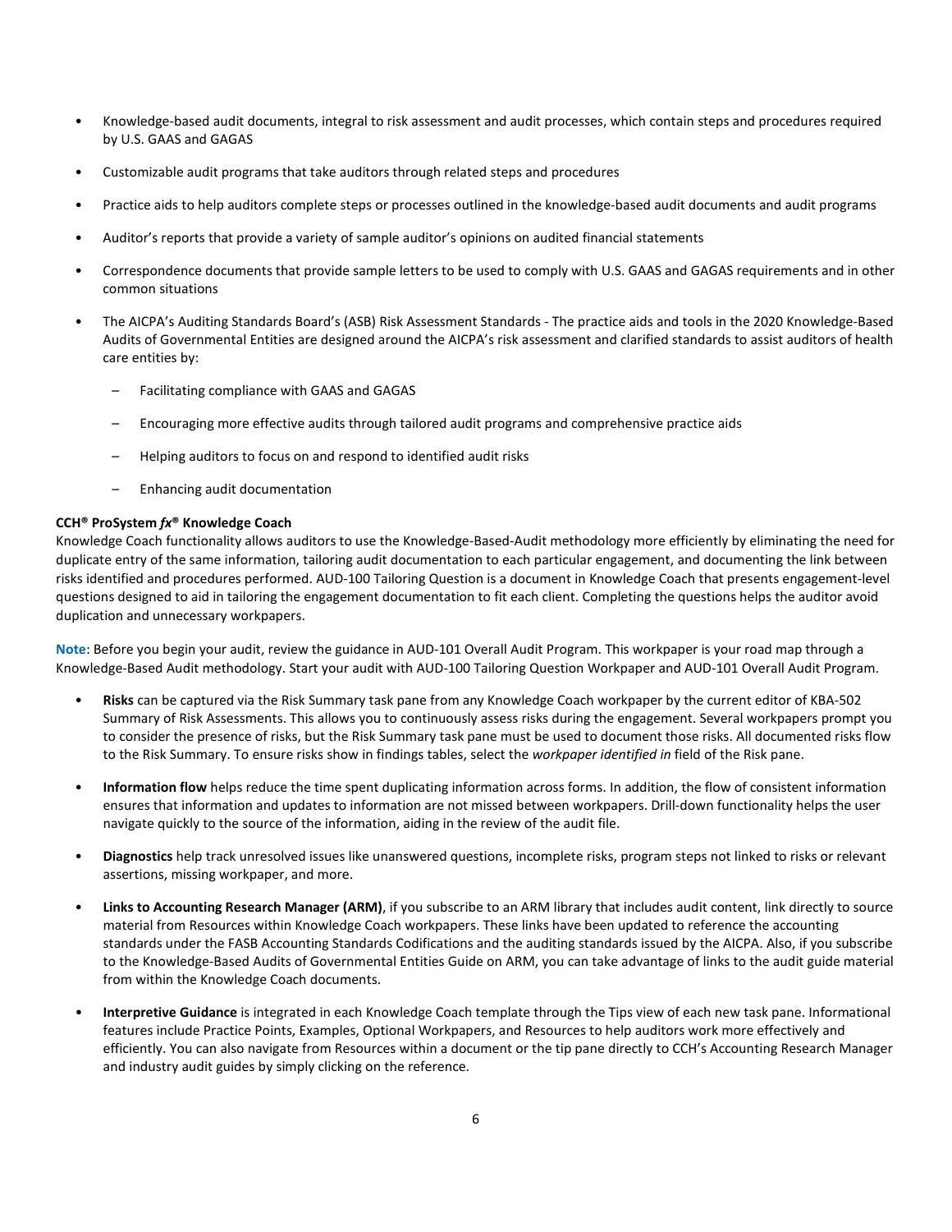- Knowledge-based audit documents, integral to risk assessment and audit processes, which contain steps and procedures required by U.S. GAAS and GAGAS
- Customizable audit programs that take auditors through related steps and procedures
- Practice aids to help auditors complete steps or processes outlined in the knowledge-based audit documents and audit programs
- Auditor's reports that provide a variety of sample auditor's opinions on audited financial statements
- Correspondence documents that provide sample letters to be used to comply with U.S. GAAS and GAGAS requirements and in other common situations
- The AICPA's Auditing Standards Board's (ASB) Risk Assessment Standards - The practice aids and tools in the 2020 Knowledge-Based Audits of Governmental Entities are designed around the AICPA's risk assessment and clarified standards to assist auditors of health care entities by:
  - Facilitating compliance with GAAS and GAGAS
  - Encouraging more effective audits through tailored audit programs and comprehensive practice aids
  - Helping auditors to focus on and respond to identified audit risks
  - Enhancing audit documentation

**CCH® ProSystem *fx*® Knowledge Coach**

Knowledge Coach functionality allows auditors to use the Knowledge-Based-Audit methodology more efficiently by eliminating the need for duplicate entry of the same information, tailoring audit documentation to each particular engagement, and documenting the link between risks identified and procedures performed. AUD-100 Tailoring Question is a document in Knowledge Coach that presents engagement-level questions designed to aid in tailoring the engagement documentation to fit each client. Completing the questions helps the auditor avoid duplication and unnecessary workpapers.

**Note**: Before you begin your audit, review the guidance in AUD-101 Overall Audit Program. This workpaper is your road map through a Knowledge-Based Audit methodology. Start your audit with AUD-100 Tailoring Question Workpaper and AUD-101 Overall Audit Program.

- **Risks** can be captured via the Risk Summary task pane from any Knowledge Coach workpaper by the current editor of KBA-502 Summary of Risk Assessments. This allows you to continuously assess risks during the engagement. Several workpapers prompt you to consider the presence of risks, but the Risk Summary task pane must be used to document those risks. All documented risks flow to the Risk Summary. To ensure risks show in findings tables, select the *workpaper identified in* field of the Risk pane.
- **Information flow** helps reduce the time spent duplicating information across forms. In addition, the flow of consistent information ensures that information and updates to information are not missed between workpapers. Drill-down functionality helps the user navigate quickly to the source of the information, aiding in the review of the audit file.
- **Diagnostics** help track unresolved issues like unanswered questions, incomplete risks, program steps not linked to risks or relevant assertions, missing workpaper, and more.
- **Links to Accounting Research Manager (ARM)**, if you subscribe to an ARM library that includes audit content, link directly to source material from Resources within Knowledge Coach workpapers. These links have been updated to reference the accounting standards under the FASB Accounting Standards Codifications and the auditing standards issued by the AICPA. Also, if you subscribe to the Knowledge-Based Audits of Governmental Entities Guide on ARM, you can take advantage of links to the audit guide material from within the Knowledge Coach documents.
- **Interpretive Guidance** is integrated in each Knowledge Coach template through the Tips view of each new task pane. Informational features include Practice Points, Examples, Optional Workpapers, and Resources to help auditors work more effectively and efficiently. You can also navigate from Resources within a document or the tip pane directly to CCH's Accounting Research Manager and industry audit guides by simply clicking on the reference.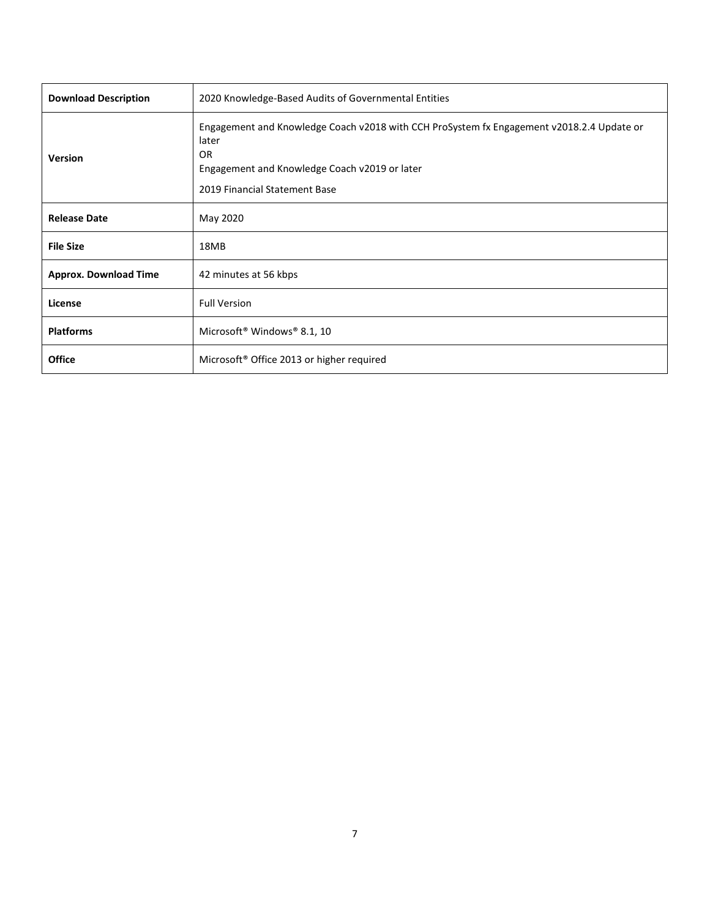| | |
|---|---|
| **Download Description** | 2020 Knowledge-Based Audits of Governmental Entities |
| **Version** | Engagement and Knowledge Coach v2018 with CCH ProSystem fx Engagement v2018.2.4 Update or later<br>OR<br>Engagement and Knowledge Coach v2019 or later<br>2019 Financial Statement Base |
| **Release Date** | May 2020 |
| **File Size** | 18MB |
| **Approx. Download Time** | 42 minutes at 56 kbps |
| **License** | Full Version |
| **Platforms** | Microsoft® Windows® 8.1, 10 |
| **Office** | Microsoft® Office 2013 or higher required |